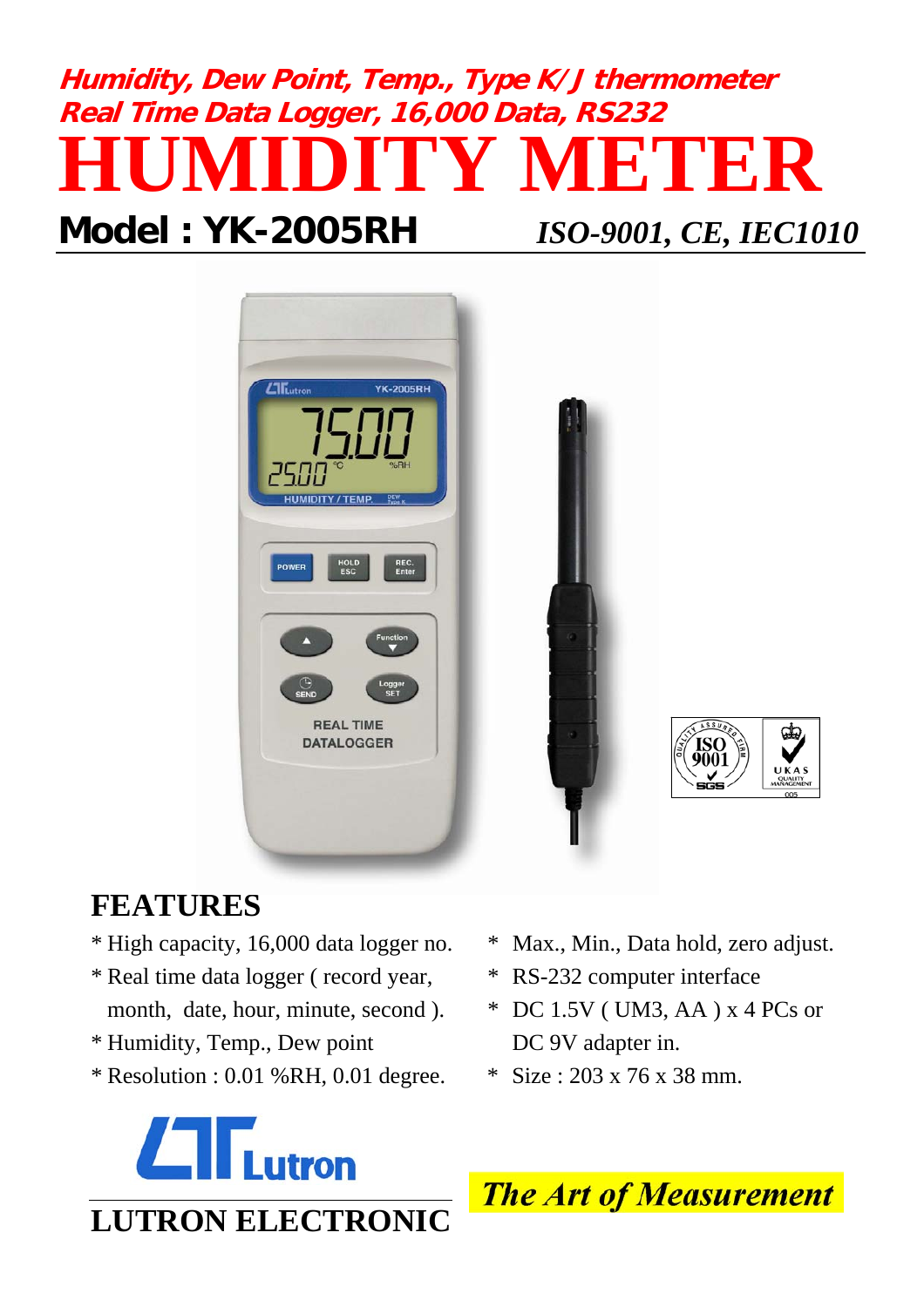**Humidity, Dew Point, Temp., Type K/J thermometer**
**Real Time Data Logger, 16,000 Data, RS232**

# HUMIDITY METER

**Model : YK-2005RH** *ISO-9001, CE, IEC1010*

## FEATURES

* High capacity, 16,000 data logger no.
* Real time data logger ( record year, month, date, hour, minute, second ).
* Humidity, Temp., Dew point
* Resolution : 0.01 %RH, 0.01 degree.
* Max., Min., Data hold, zero adjust.
* RS-232 computer interface
* DC 1.5V ( UM3, AA ) x 4 PCs or DC 9V adapter in.
* Size : 203 x 76 x 38 mm.

**LUTRON ELECTRONIC**

*The Art of Measurement*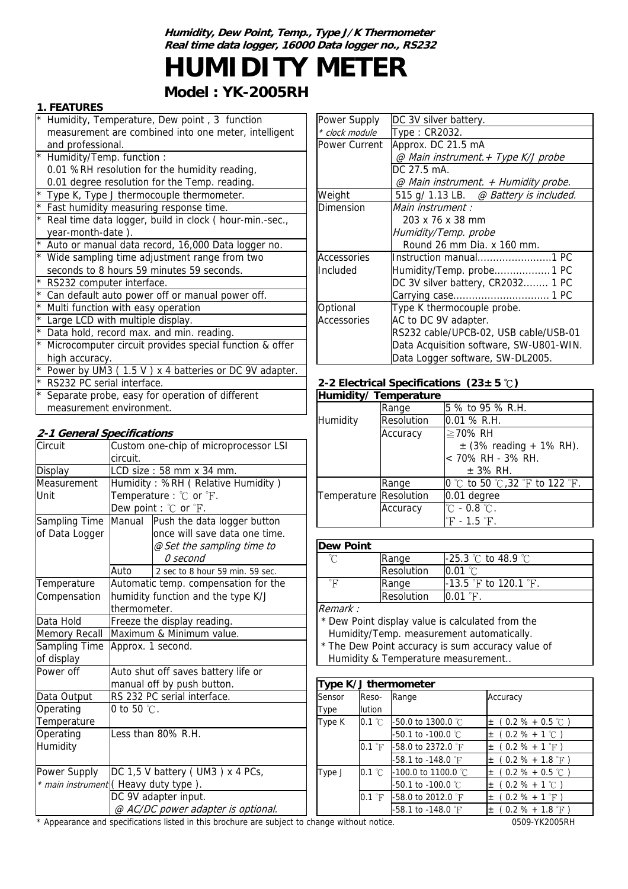**Humidity, Dew Point, Temp., Type J/K Thermometer**
**Real time data logger, 16000 Data logger no., RS232**

# HUMIDITY METER

## Model : YK-2005RH

### 1. FEATURES

* Humidity, Temperature, Dew point , 3 function measurement are combined into one meter, intelligent and professional.
* Humidity/Temp. function :
  0.01 % RH resolution for the humidity reading,
  0.01 degree resolution for the Temp. reading.
* Type K, Type J thermocouple thermometer.
* Fast humidity measuring response time.
* Real time data logger, build in clock ( hour-min.-sec., year-month-date ).
* Auto or manual data record, 16,000 Data logger no.
* Wide sampling time adjustment range from two seconds to 8 hours 59 minutes 59 seconds.
* RS232 computer interface.
* Can default auto power off or manual power off.
* Multi function with easy operation
* Large LCD with multiple display.
* Data hold, record max. and min. reading.
* Microcomputer circuit provides special function & offer high accuracy.
* Power by UM3 ( 1.5 V ) x 4 batteries or DC 9V adapter.
* RS232 PC serial interface.
* Separate probe, easy for operation of different measurement environment.

### *2-1 General Specifications*

| | | |
|---|---|---|
| Circuit | Custom one-chip of microprocessor LSI circuit. | |
| Display | LCD size : 58 mm x 34 mm. | |
| Measurement Unit | Humidity : % RH ( Relative Humidity ) Temperature : ℃ or ℉. Dew point : ℃ or ℉. | |
| Sampling Time of Data Logger | Manual | Push the data logger button once will save data one time. *@ Set the sampling time to 0 second* |
| | Auto | 2 sec to 8 hour 59 min. 59 sec. |
| Temperature Compensation | Automatic temp. compensation for the humidity function and the type K/J thermometer. | |
| Data Hold | Freeze the display reading. | |
| Memory Recall | Maximum & Minimum value. | |
| Sampling Time of display | Approx. 1 second. | |
| Power off | Auto shut off saves battery life or manual off by push button. | |
| Data Output | RS 232 PC serial interface. | |
| Operating Temperature | 0 to 50 ℃. | |
| Operating Humidity | Less than 80% R.H. | |
| Power Supply *\* main instrument* | DC 1,5 V battery ( UM3 ) x 4 PCs, ( Heavy duty type ). DC 9V adapter input. *@ AC/DC power adapter is optional.* | |
| Power Supply *\* clock module* | DC 3V silver battery. Type : CR2032. | |
| Power Current | Approx. DC 21.5 mA *@ Main instrument.+ Type K/J probe* DC 27.5 mA. *@ Main instrument. + Humidity probe.* | |
| Weight | 515 g/ 1.13 LB. *@ Battery is included.* | |
| Dimension | *Main instrument :* 203 x 76 x 38 mm *Humidity/Temp. probe* Round 26 mm Dia. x 160 mm. | |
| Accessories Included | Instruction manual........................1 PC Humidity/Temp. probe..................1 PC DC 3V silver battery, CR2032........ 1 PC Carrying case............................... 1 PC | |
| Optional Accessories | Type K thermocouple probe. AC to DC 9V adapter. RS232 cable/UPCB-02, USB cable/USB-01 Data Acquisition software, SW-U801-WIN. Data Logger software, SW-DL2005. | |

### 2-2 Electrical Specifications (23± 5 ℃)

**Humidity/ Temperature**

| | | |
|---|---|---|
| Humidity | Range | 5 % to 95 % R.H. |
| | Resolution | 0.01 % R.H. |
| | Accuracy | ≧70% RH ± (3% reading + 1% RH). < 70% RH - 3% RH. ± 3% RH. |
| Temperature | Range | 0 ℃ to 50 ℃,32 ℉ to 122 ℉. |
| | Resolution | 0.01 degree |
| | Accuracy | ℃ - 0.8 ℃. ℉ - 1.5 ℉. |

**Dew Point**

| | | |
|---|---|---|
| ℃ | Range | -25.3 ℃ to 48.9 ℃ |
| | Resolution | 0.01 ℃ |
| ℉ | Range | -13.5 ℉ to 120.1 ℉. |
| | Resolution | 0.01 ℉. |

*Remark :*
* Dew Point display value is calculated from the Humidity/Temp. measurement automatically.
* The Dew Point accuracy is sum accuracy value of Humidity & Temperature measurement..

**Type K/J thermometer**

| Sensor Type | Reso-lution | Range | Accuracy |
|---|---|---|---|
| Type K | 0.1 ℃ | -50.0 to 1300.0 ℃ | ± ( 0.2 % + 0.5 ℃ ) |
| | | -50.1 to -100.0 ℃ | ± ( 0.2 % + 1 ℃ ) |
| | 0.1 ℉ | -58.0 to 2372.0 ℉ | ± ( 0.2 % + 1 ℉ ) |
| | | -58.1 to -148.0 ℉ | ± ( 0.2 % + 1.8 ℉ ) |
| Type J | 0.1 ℃ | -100.0 to 1100.0 ℃ | ± ( 0.2 % + 0.5 ℃ ) |
| | | -50.1 to -100.0 ℃ | ± ( 0.2 % + 1 ℃ ) |
| | 0.1 ℉ | -58.0 to 2012.0 ℉ | ± ( 0.2 % + 1 ℉ ) |
| | | -58.1 to -148.0 ℉ | ± ( 0.2 % + 1.8 ℉ ) |

* Appearance and specifications listed in this brochure are subject to change without notice. 0509-YK2005RH